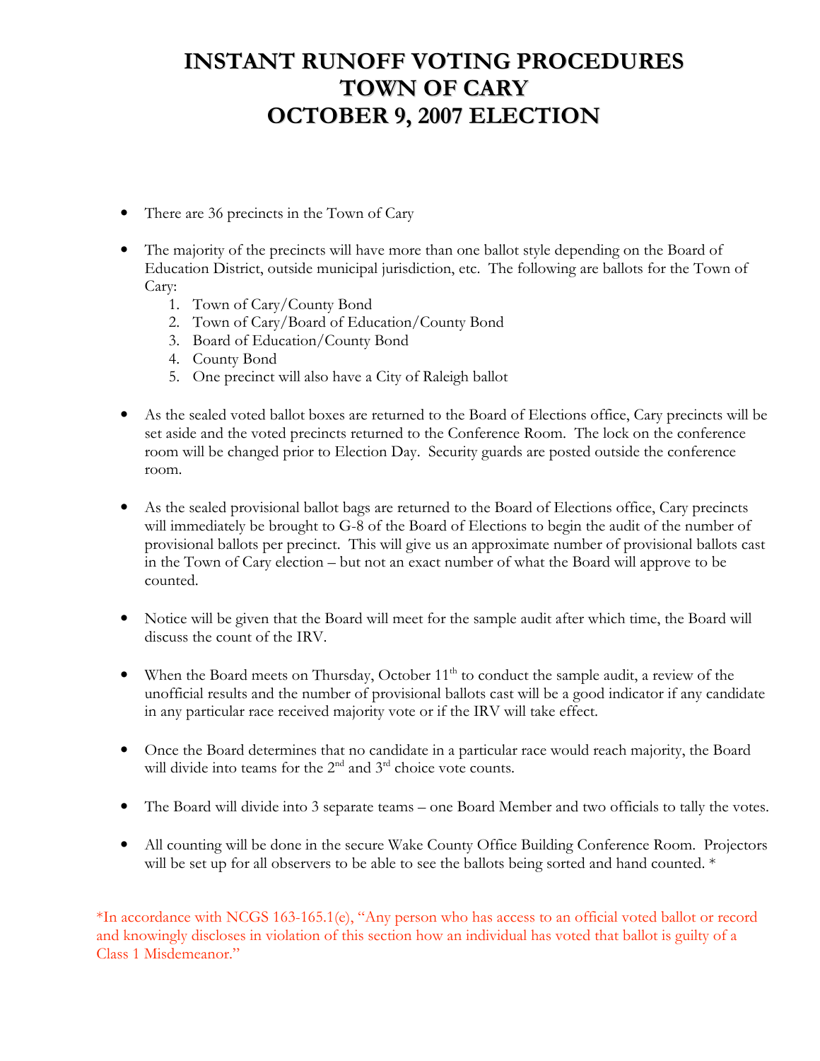# INSTANT RUNOFF VOTING PROCEDURES
# TOWN OF CARY
# OCTOBER 9, 2007 ELECTION

- There are 36 precincts in the Town of Cary

- The majority of the precincts will have more than one ballot style depending on the Board of Education District, outside municipal jurisdiction, etc. The following are ballots for the Town of Cary:
    1. Town of Cary/County Bond
    2. Town of Cary/Board of Education/County Bond
    3. Board of Education/County Bond
    4. County Bond
    5. One precinct will also have a City of Raleigh ballot

- As the sealed voted ballot boxes are returned to the Board of Elections office, Cary precincts will be set aside and the voted precincts returned to the Conference Room. The lock on the conference room will be changed prior to Election Day. Security guards are posted outside the conference room.

- As the sealed provisional ballot bags are returned to the Board of Elections office, Cary precincts will immediately be brought to G-8 of the Board of Elections to begin the audit of the number of provisional ballots per precinct. This will give us an approximate number of provisional ballots cast in the Town of Cary election – but not an exact number of what the Board will approve to be counted.

- Notice will be given that the Board will meet for the sample audit after which time, the Board will discuss the count of the IRV.

- When the Board meets on Thursday, October 11th to conduct the sample audit, a review of the unofficial results and the number of provisional ballots cast will be a good indicator if any candidate in any particular race received majority vote or if the IRV will take effect.

- Once the Board determines that no candidate in a particular race would reach majority, the Board will divide into teams for the 2nd and 3rd choice vote counts.

- The Board will divide into 3 separate teams – one Board Member and two officials to tally the votes.

- All counting will be done in the secure Wake County Office Building Conference Room. Projectors will be set up for all observers to be able to see the ballots being sorted and hand counted. *

*In accordance with NCGS 163-165.1(e), "Any person who has access to an official voted ballot or record and knowingly discloses in violation of this section how an individual has voted that ballot is guilty of a Class 1 Misdemeanor."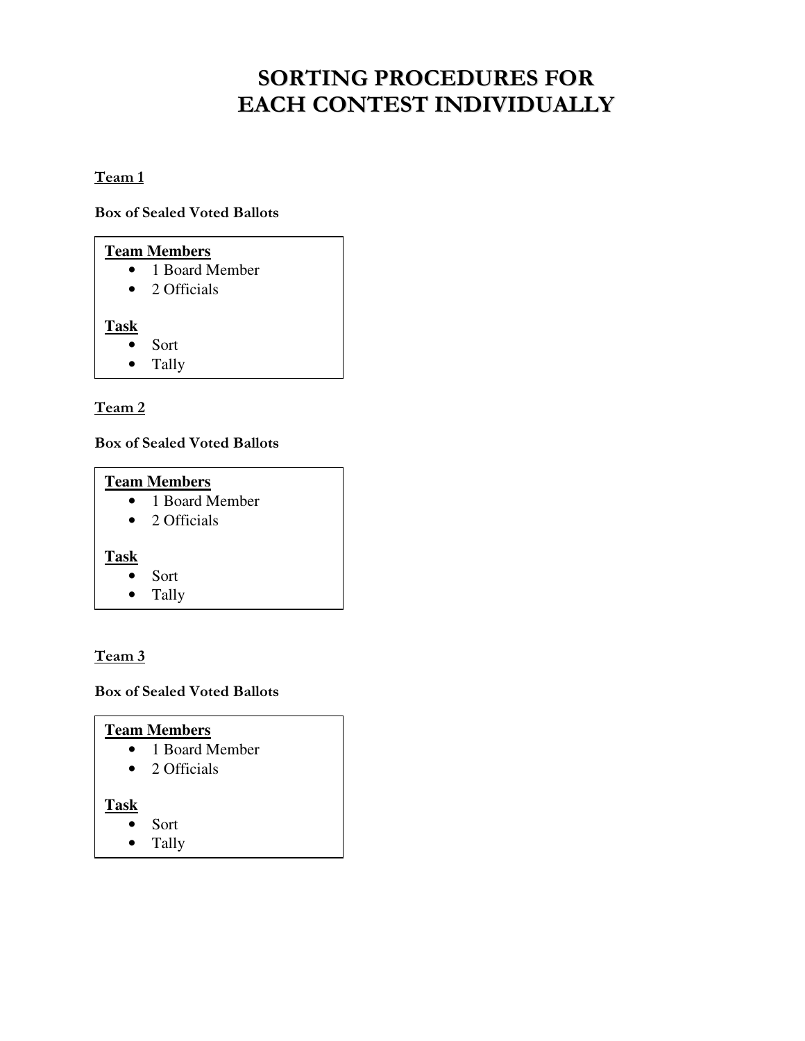# SORTING PROCEDURES FOR EACH CONTEST INDIVIDUALLY

**Team 1**

**Box of Sealed Voted Ballots**

**Team Members**
- 1 Board Member
- 2 Officials

**Task**
- Sort
- Tally

**Team 2**

**Box of Sealed Voted Ballots**

**Team Members**
- 1 Board Member
- 2 Officials

**Task**
- Sort
- Tally

**Team 3**

**Box of Sealed Voted Ballots**

**Team Members**
- 1 Board Member
- 2 Officials

**Task**
- Sort
- Tally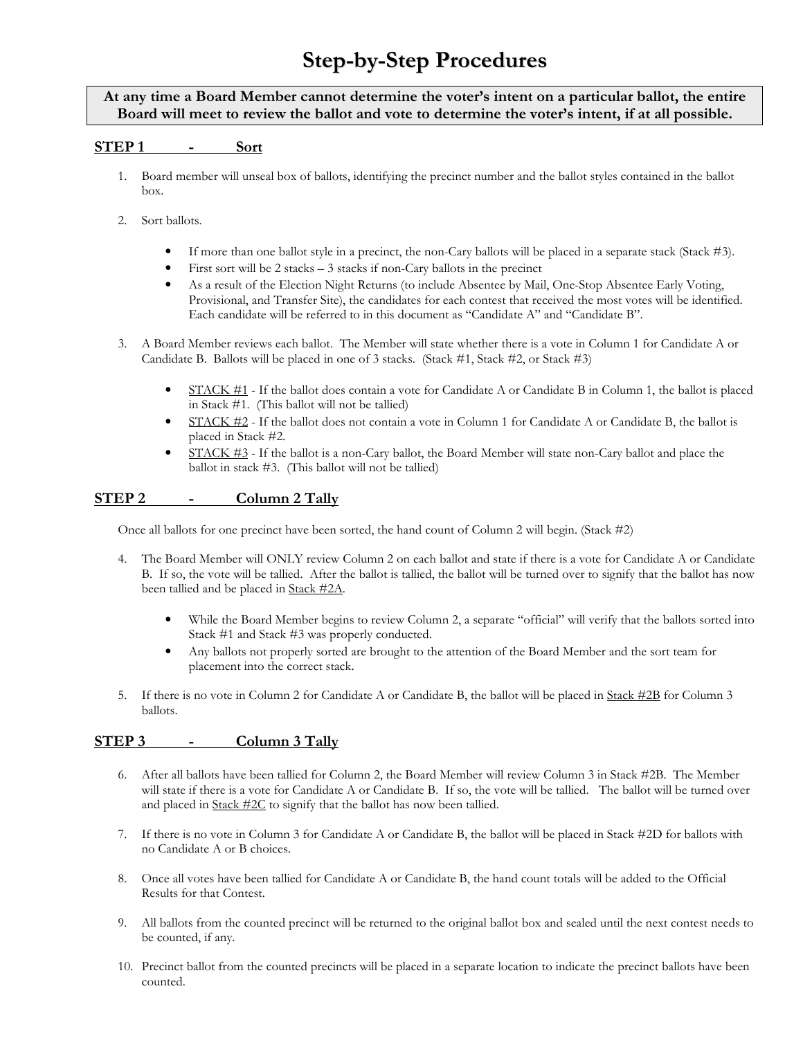# Step-by-Step Procedures

**At any time a Board Member cannot determine the voter's intent on a particular ballot, the entire Board will meet to review the ballot and vote to determine the voter's intent, if at all possible.**

## STEP 1 - Sort

1. Board member will unseal box of ballots, identifying the precinct number and the ballot styles contained in the ballot box.

2. Sort ballots.

   - If more than one ballot style in a precinct, the non-Cary ballots will be placed in a separate stack (Stack #3).
   - First sort will be 2 stacks – 3 stacks if non-Cary ballots in the precinct
   - As a result of the Election Night Returns (to include Absentee by Mail, One-Stop Absentee Early Voting, Provisional, and Transfer Site), the candidates for each contest that received the most votes will be identified. Each candidate will be referred to in this document as "Candidate A" and "Candidate B".

3. A Board Member reviews each ballot. The Member will state whether there is a vote in Column 1 for Candidate A or Candidate B. Ballots will be placed in one of 3 stacks. (Stack #1, Stack #2, or Stack #3)

   - STACK #1 - If the ballot does contain a vote for Candidate A or Candidate B in Column 1, the ballot is placed in Stack #1. (This ballot will not be tallied)
   - STACK #2 - If the ballot does not contain a vote in Column 1 for Candidate A or Candidate B, the ballot is placed in Stack #2.
   - STACK #3 - If the ballot is a non-Cary ballot, the Board Member will state non-Cary ballot and place the ballot in stack #3. (This ballot will not be tallied)

## STEP 2 - Column 2 Tally

Once all ballots for one precinct have been sorted, the hand count of Column 2 will begin. (Stack #2)

4. The Board Member will ONLY review Column 2 on each ballot and state if there is a vote for Candidate A or Candidate B. If so, the vote will be tallied. After the ballot is tallied, the ballot will be turned over to signify that the ballot has now been tallied and be placed in Stack #2A.

   - While the Board Member begins to review Column 2, a separate "official" will verify that the ballots sorted into Stack #1 and Stack #3 was properly conducted.
   - Any ballots not properly sorted are brought to the attention of the Board Member and the sort team for placement into the correct stack.

5. If there is no vote in Column 2 for Candidate A or Candidate B, the ballot will be placed in Stack #2B for Column 3 ballots.

## STEP 3 - Column 3 Tally

6. After all ballots have been tallied for Column 2, the Board Member will review Column 3 in Stack #2B. The Member will state if there is a vote for Candidate A or Candidate B. If so, the vote will be tallied. The ballot will be turned over and placed in Stack #2C to signify that the ballot has now been tallied.

7. If there is no vote in Column 3 for Candidate A or Candidate B, the ballot will be placed in Stack #2D for ballots with no Candidate A or B choices.

8. Once all votes have been tallied for Candidate A or Candidate B, the hand count totals will be added to the Official Results for that Contest.

9. All ballots from the counted precinct will be returned to the original ballot box and sealed until the next contest needs to be counted, if any.

10. Precinct ballot from the counted precincts will be placed in a separate location to indicate the precinct ballots have been counted.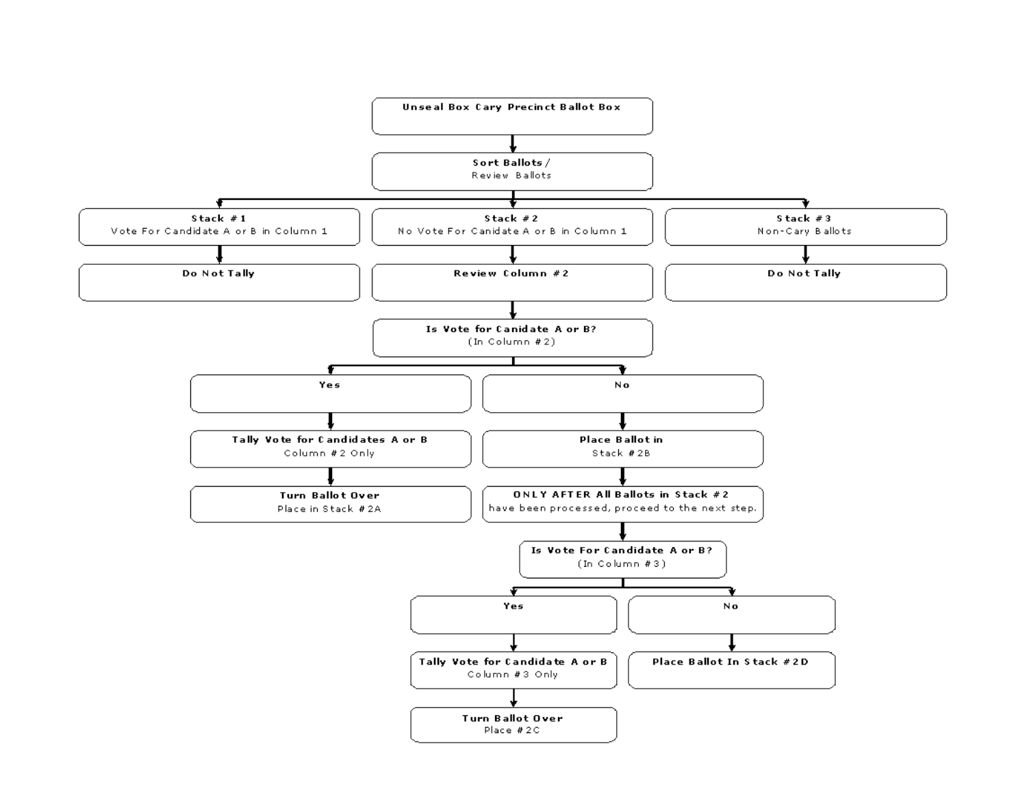Unseal Box Cary Precinct Ballot Box

Sort Ballots /
Review Ballots

Stack #1
Vote For Candidate A or B in Column 1

Do Not Tally

Stack #2
No Vote For Canidate A or B in Column 1

Review Column #2

Stack #3
Non-Cary Ballots

Do Not Tally

Is Vote for Canidate A or B?
(In Column #2)

Yes

Tally Vote for Candidates A or B
Column #2 Only

Turn Ballot Over
Place in Stack #2A

No

Place Ballot in
Stack #2B

ONLY AFTER All Ballots in Stack #2
have been processed, proceed to the next step.

Is Vote For Candidate A or B?
(In Column #3)

Yes

Tally Vote for Candidate A or B
Column #3 Only

Turn Ballot Over
Place #2C

No

Place Ballot In Stack #2D